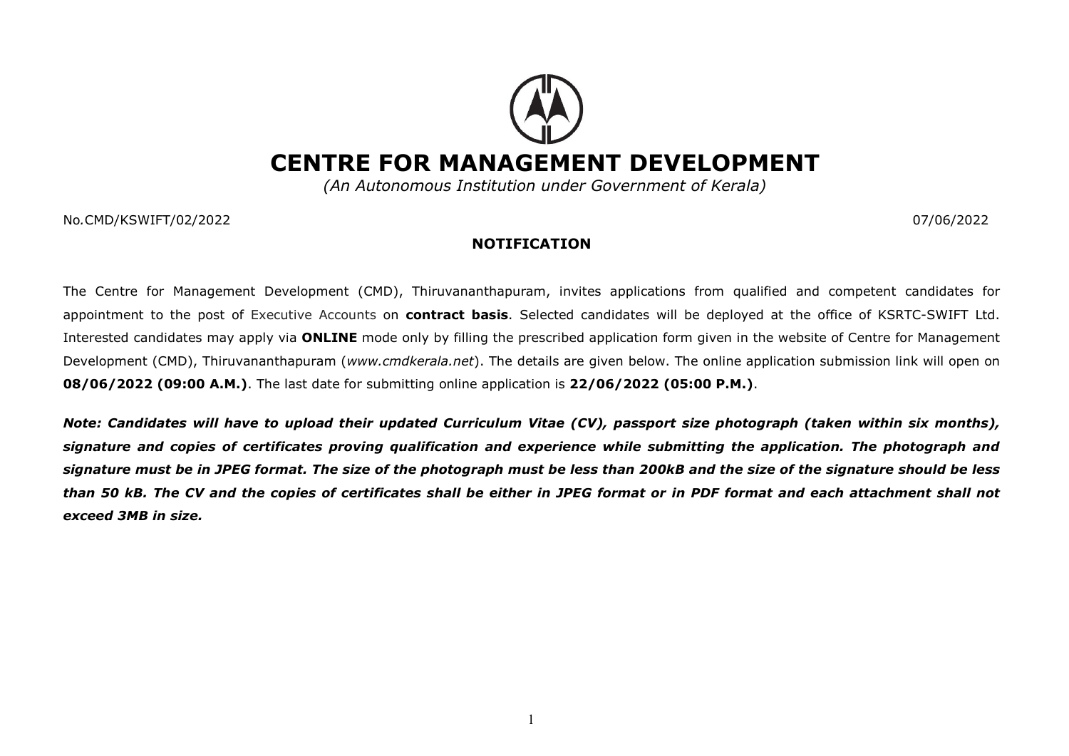# CENTRE FOR MANAGEMENT DEVELOPMENT

*(An Autonomous Institution under Government of Kerala)*

No.CMD/KSWIFT/02/2022 07/06/2022

## NOTIFICATION

The Centre for Management Development (CMD), Thiruvananthapuram, invites applications from qualified and competent candidates for appointment to the post of Executive Accounts on **contract basis**. Selected candidates will be deployed at the office of KSRTC-SWIFT Ltd. Interested candidates may apply via **ONLINE** mode only by filling the prescribed application form given in the website of Centre for Management Development (CMD), Thiruvananthapuram (*www.cmdkerala.net*). The details are given below. The online application submission link will open on **08/06/2022 (09:00 A.M.)**. The last date for submitting online application is **22/06/2022 (05:00 P.M.)**.

***Note: Candidates will have to upload their updated Curriculum Vitae (CV), passport size photograph (taken within six months), signature and copies of certificates proving qualification and experience while submitting the application. The photograph and signature must be in JPEG format. The size of the photograph must be less than 200kB and the size of the signature should be less than 50 kB. The CV and the copies of certificates shall be either in JPEG format or in PDF format and each attachment shall not exceed 3MB in size.***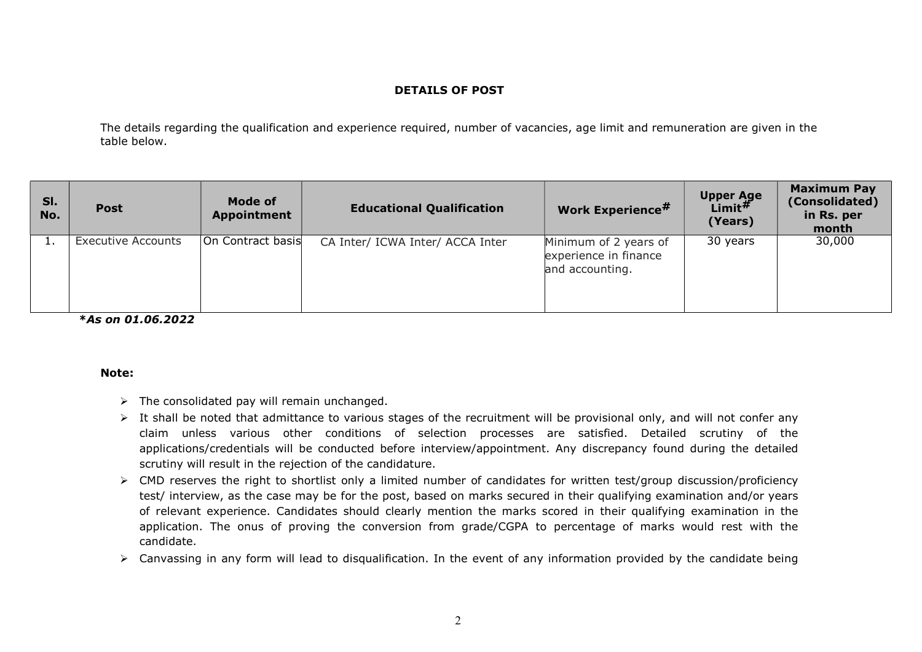**DETAILS OF POST**

The details regarding the qualification and experience required, number of vacancies, age limit and remuneration are given in the table below.

| Sl. No. | Post | Mode of Appointment | Educational Qualification | Work Experience# | Upper Age Limit# (Years) | Maximum Pay (Consolidated) in Rs. per month |
|---|---|---|---|---|---|---|
| 1. | Executive Accounts | On Contract basis | CA Inter/ ICWA Inter/ ACCA Inter | Minimum of 2 years of experience in finance and accounting. | 30 years | 30,000 |

***As on 01.06.2022***

**Note:**

- The consolidated pay will remain unchanged.
- It shall be noted that admittance to various stages of the recruitment will be provisional only, and will not confer any claim unless various other conditions of selection processes are satisfied. Detailed scrutiny of the applications/credentials will be conducted before interview/appointment. Any discrepancy found during the detailed scrutiny will result in the rejection of the candidature.
- CMD reserves the right to shortlist only a limited number of candidates for written test/group discussion/proficiency test/ interview, as the case may be for the post, based on marks secured in their qualifying examination and/or years of relevant experience. Candidates should clearly mention the marks scored in their qualifying examination in the application. The onus of proving the conversion from grade/CGPA to percentage of marks would rest with the candidate.
- Canvassing in any form will lead to disqualification. In the event of any information provided by the candidate being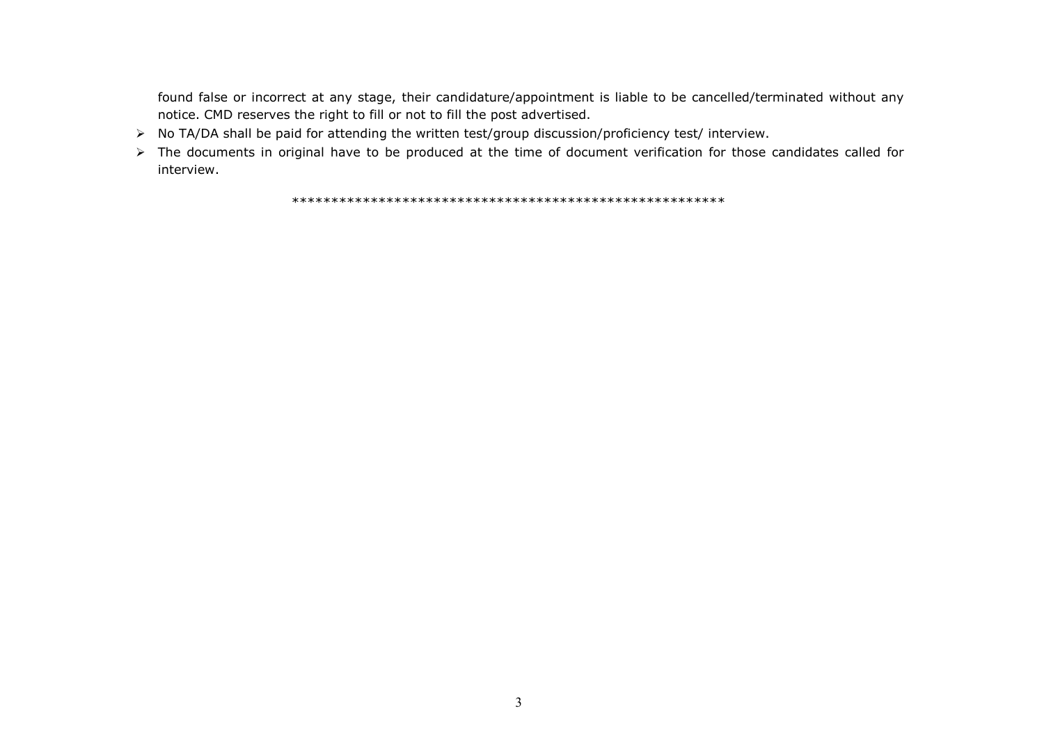found false or incorrect at any stage, their candidature/appointment is liable to be cancelled/terminated without any notice. CMD reserves the right to fill or not to fill the post advertised.

- No TA/DA shall be paid for attending the written test/group discussion/proficiency test/ interview.
- The documents in original have to be produced at the time of document verification for those candidates called for interview.

*******************************************************